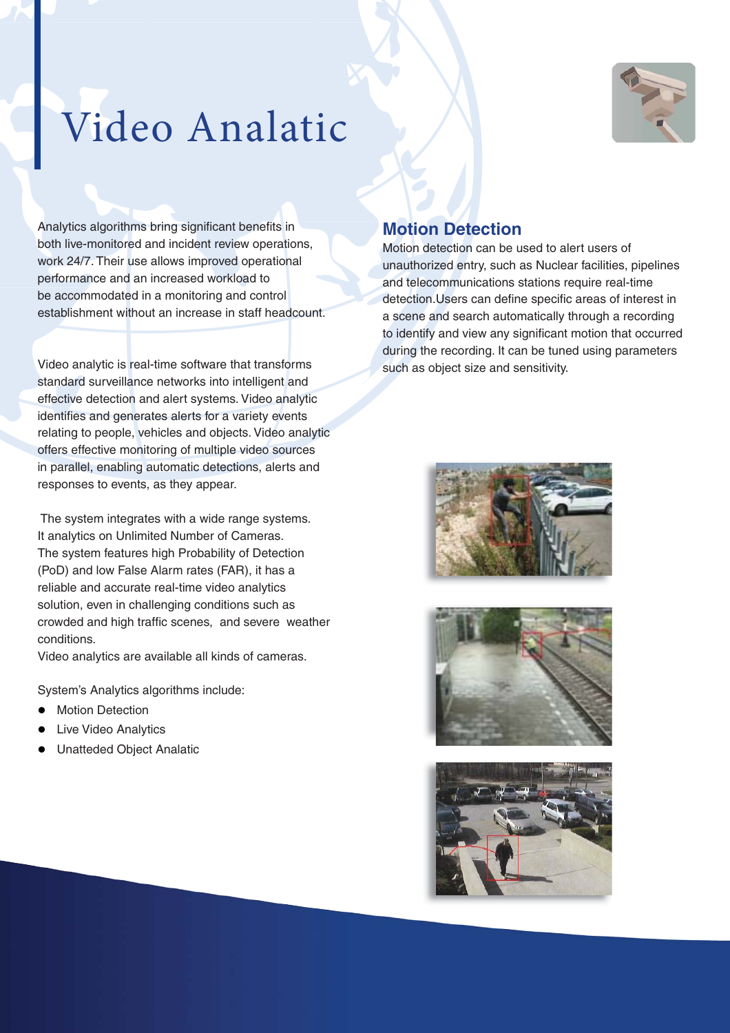# Video Analatic

Analytics algorithms bring significant benefits in both live-monitored and incident review operations, work 24/7. Their use allows improved operational performance and an increased workload to be accommodated in a monitoring and control establishment without an increase in staff headcount.

Video analytic is real-time software that transforms standard surveillance networks into intelligent and effective detection and alert systems. Video analytic identifies and generates alerts for a variety events relating to people, vehicles and objects. Video analytic offers effective monitoring of multiple video sources in parallel, enabling automatic detections, alerts and responses to events, as they appear.

The system integrates with a wide range systems. It analytics on Unlimited Number of Cameras. The system features high Probability of Detection (PoD) and low False Alarm rates (FAR), it has a reliable and accurate real-time video analytics solution, even in challenging conditions such as crowded and high traffic scenes, and severe weather conditions.
Video analytics are available all kinds of cameras.

System's Analytics algorithms include:

- Motion Detection
- Live Video Analytics
- Unatteded Object Analatic

## Motion Detection

Motion detection can be used to alert users of unauthorized entry, such as Nuclear facilities, pipelines and telecommunications stations require real-time detection.Users can define specific areas of interest in a scene and search automatically through a recording to identify and view any significant motion that occurred during the recording. It can be tuned using parameters such as object size and sensitivity.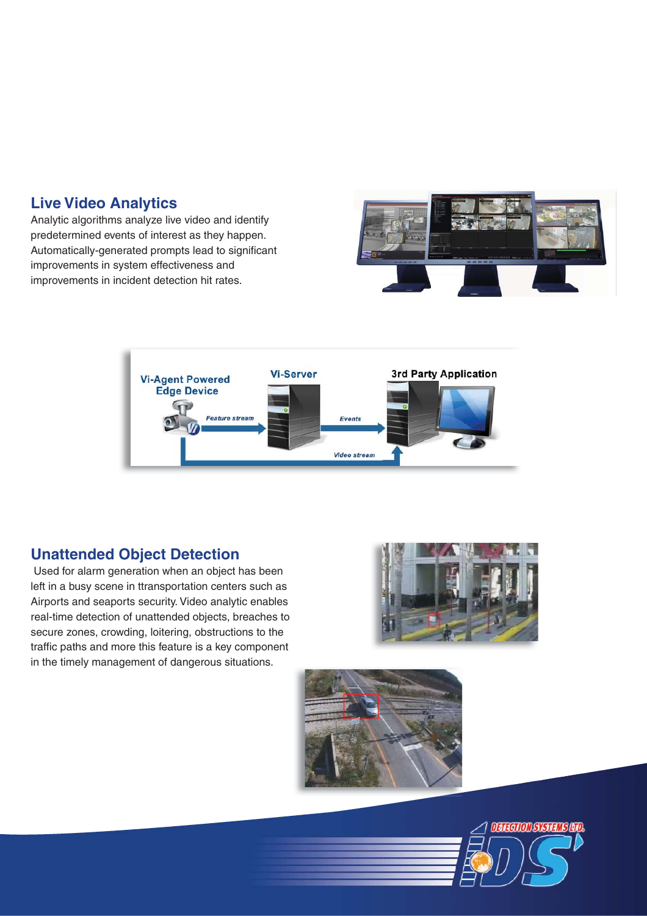## Live Video Analytics

Analytic algorithms analyze live video and identify predetermined events of interest as they happen. Automatically-generated prompts lead to significant improvements in system effectiveness and improvements in incident detection hit rates.

Vi-Agent Powered Edge Device

Vi-Server

3rd Party Application

Feature stream

Events

Video stream

## Unattended Object Detection

Used for alarm generation when an object has been left in a busy scene in ttransportation centers such as Airports and seaports security. Video analytic enables real-time detection of unattended objects, breaches to secure zones, crowding, loitering, obstructions to the traffic paths and more this feature is a key component in the timely management of dangerous situations.

DETECTION SYSTEMS LTD.